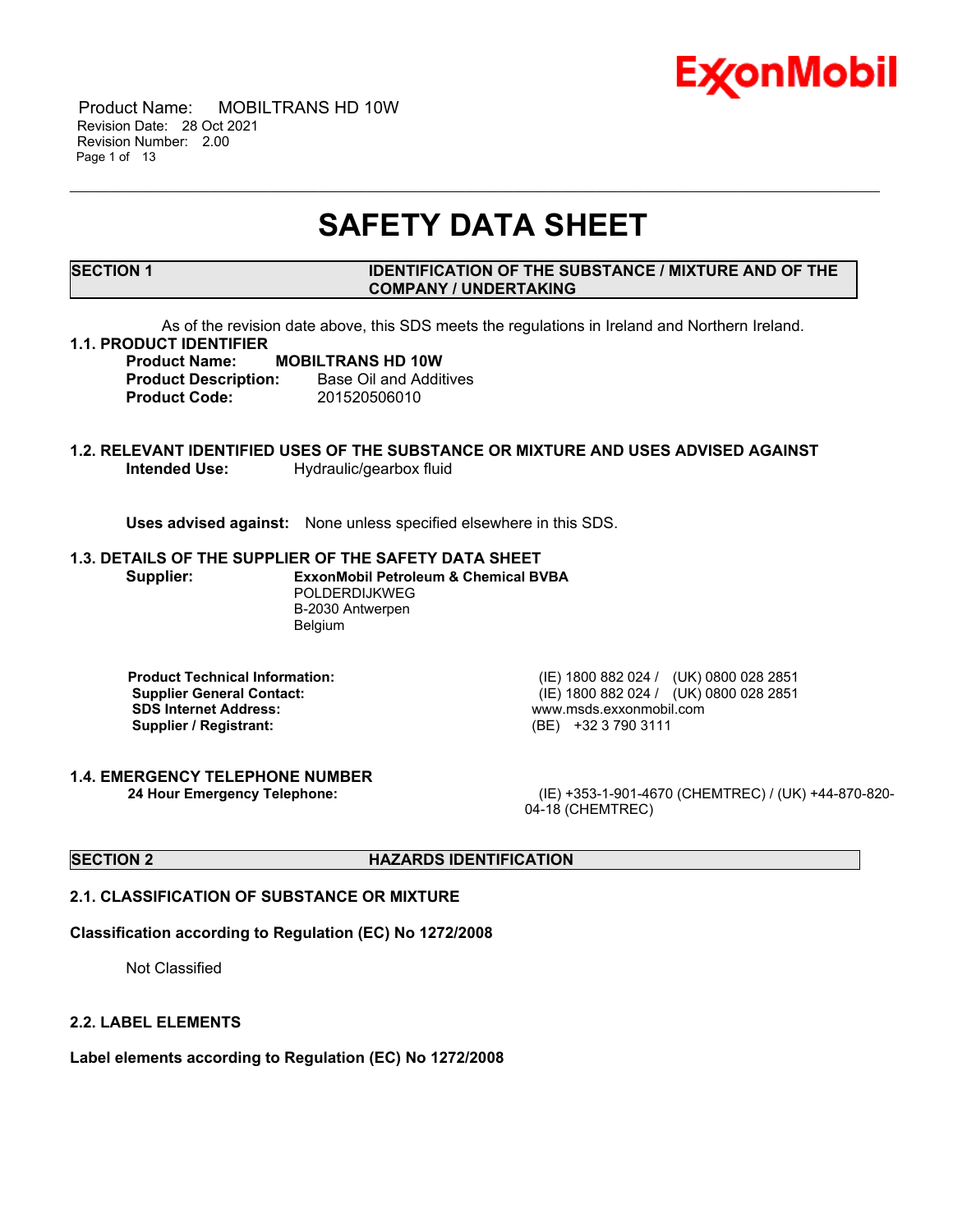# SAFETY DATA SHEET

## SECTION 1 IDENTIFICATION OF THE SUBSTANCE / MIXTURE AND OF THE COMPANY / UNDERTAKING

As of the revision date above, this SDS meets the regulations in Ireland and Northern Ireland.

### 1.1. PRODUCT IDENTIFIER

**Product Name:** **MOBILTRANS HD 10W**
**Product Description:** Base Oil and Additives
**Product Code:** 201520506010

### 1.2. RELEVANT IDENTIFIED USES OF THE SUBSTANCE OR MIXTURE AND USES ADVISED AGAINST

**Intended Use:** Hydraulic/gearbox fluid

**Uses advised against:** None unless specified elsewhere in this SDS.

### 1.3. DETAILS OF THE SUPPLIER OF THE SAFETY DATA SHEET

**Supplier:** **ExxonMobil Petroleum & Chemical BVBA**
POLDERDIJKWEG
B-2030 Antwerpen
Belgium

**Product Technical Information:** (IE) 1800 882 024 / (UK) 0800 028 2851
**Supplier General Contact:** (IE) 1800 882 024 / (UK) 0800 028 2851
**SDS Internet Address:** www.msds.exxonmobil.com
**Supplier / Registrant:** (BE) +32 3 790 3111

### 1.4. EMERGENCY TELEPHONE NUMBER

**24 Hour Emergency Telephone:** (IE) +353-1-901-4670 (CHEMTREC) / (UK) +44-870-820-04-18 (CHEMTREC)

## SECTION 2 HAZARDS IDENTIFICATION

### 2.1. CLASSIFICATION OF SUBSTANCE OR MIXTURE

**Classification according to Regulation (EC) No 1272/2008**

Not Classified

### 2.2. LABEL ELEMENTS

**Label elements according to Regulation (EC) No 1272/2008**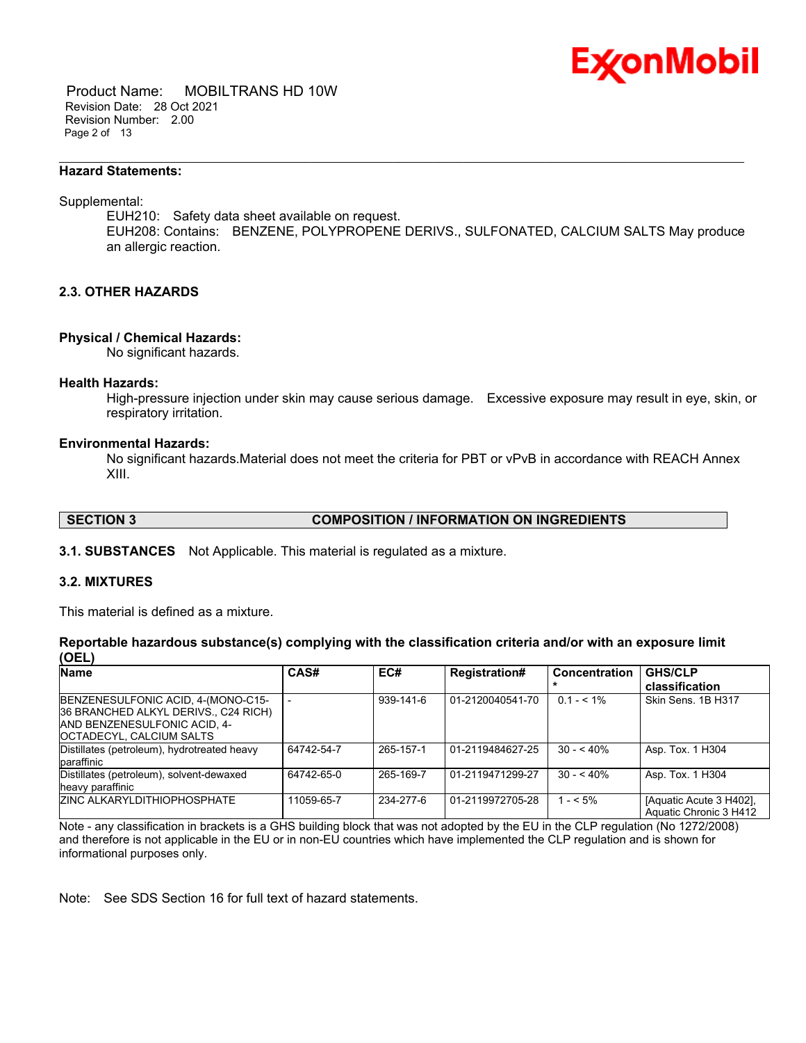**Hazard Statements:**

Supplemental:

EUH210: Safety data sheet available on request.
EUH208: Contains: BENZENE, POLYPROPENE DERIVS., SULFONATED, CALCIUM SALTS May produce an allergic reaction.

### 2.3. OTHER HAZARDS

**Physical / Chemical Hazards:**

No significant hazards.

**Health Hazards:**

High-pressure injection under skin may cause serious damage. Excessive exposure may result in eye, skin, or respiratory irritation.

**Environmental Hazards:**

No significant hazards.Material does not meet the criteria for PBT or vPvB in accordance with REACH Annex XIII.

## SECTION 3 COMPOSITION / INFORMATION ON INGREDIENTS

**3.1. SUBSTANCES** Not Applicable. This material is regulated as a mixture.

### 3.2. MIXTURES

This material is defined as a mixture.

**Reportable hazardous substance(s) complying with the classification criteria and/or with an exposure limit (OEL)**

| Name | CAS# | EC# | Registration# | Concentration * | GHS/CLP classification |
|---|---|---|---|---|---|
| BENZENESULFONIC ACID, 4-(MONO-C15-36 BRANCHED ALKYL DERIVS., C24 RICH) AND BENZENESULFONIC ACID, 4-OCTADECYL, CALCIUM SALTS | - | 939-141-6 | 01-2120040541-70 | 0.1 - < 1% | Skin Sens. 1B H317 |
| Distillates (petroleum), hydrotreated heavy paraffinic | 64742-54-7 | 265-157-1 | 01-2119484627-25 | 30 - < 40% | Asp. Tox. 1 H304 |
| Distillates (petroleum), solvent-dewaxed heavy paraffinic | 64742-65-0 | 265-169-7 | 01-2119471299-27 | 30 - < 40% | Asp. Tox. 1 H304 |
| ZINC ALKARYLDITHIOPHOSPHATE | 11059-65-7 | 234-277-6 | 01-2119972705-28 | 1 - < 5% | [Aquatic Acute 3 H402], Aquatic Chronic 3 H412 |

Note - any classification in brackets is a GHS building block that was not adopted by the EU in the CLP regulation (No 1272/2008) and therefore is not applicable in the EU or in non-EU countries which have implemented the CLP regulation and is shown for informational purposes only.

Note: See SDS Section 16 for full text of hazard statements.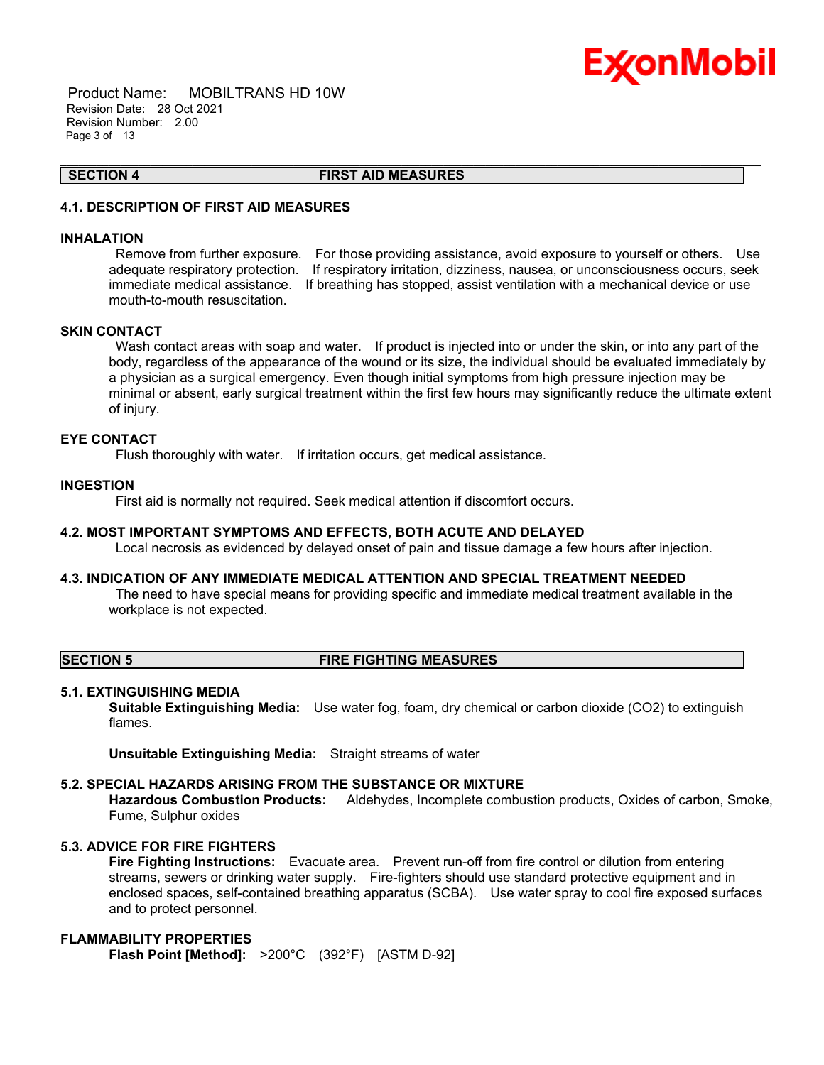## SECTION 4 FIRST AID MEASURES

### 4.1. DESCRIPTION OF FIRST AID MEASURES

#### INHALATION

Remove from further exposure. For those providing assistance, avoid exposure to yourself or others. Use adequate respiratory protection. If respiratory irritation, dizziness, nausea, or unconsciousness occurs, seek immediate medical assistance. If breathing has stopped, assist ventilation with a mechanical device or use mouth-to-mouth resuscitation.

#### SKIN CONTACT

Wash contact areas with soap and water. If product is injected into or under the skin, or into any part of the body, regardless of the appearance of the wound or its size, the individual should be evaluated immediately by a physician as a surgical emergency. Even though initial symptoms from high pressure injection may be minimal or absent, early surgical treatment within the first few hours may significantly reduce the ultimate extent of injury.

#### EYE CONTACT

Flush thoroughly with water. If irritation occurs, get medical assistance.

#### INGESTION

First aid is normally not required. Seek medical attention if discomfort occurs.

### 4.2. MOST IMPORTANT SYMPTOMS AND EFFECTS, BOTH ACUTE AND DELAYED

Local necrosis as evidenced by delayed onset of pain and tissue damage a few hours after injection.

### 4.3. INDICATION OF ANY IMMEDIATE MEDICAL ATTENTION AND SPECIAL TREATMENT NEEDED

The need to have special means for providing specific and immediate medical treatment available in the workplace is not expected.

## SECTION 5 FIRE FIGHTING MEASURES

### 5.1. EXTINGUISHING MEDIA

**Suitable Extinguishing Media:** Use water fog, foam, dry chemical or carbon dioxide ($CO_2$) to extinguish flames.

**Unsuitable Extinguishing Media:** Straight streams of water

### 5.2. SPECIAL HAZARDS ARISING FROM THE SUBSTANCE OR MIXTURE

**Hazardous Combustion Products:** Aldehydes, Incomplete combustion products, Oxides of carbon, Smoke, Fume, Sulphur oxides

### 5.3. ADVICE FOR FIRE FIGHTERS

**Fire Fighting Instructions:** Evacuate area. Prevent run-off from fire control or dilution from entering streams, sewers or drinking water supply. Fire-fighters should use standard protective equipment and in enclosed spaces, self-contained breathing apparatus (SCBA). Use water spray to cool fire exposed surfaces and to protect personnel.

#### FLAMMABILITY PROPERTIES

**Flash Point [Method]:** >200°C (392°F) [ASTM D-92]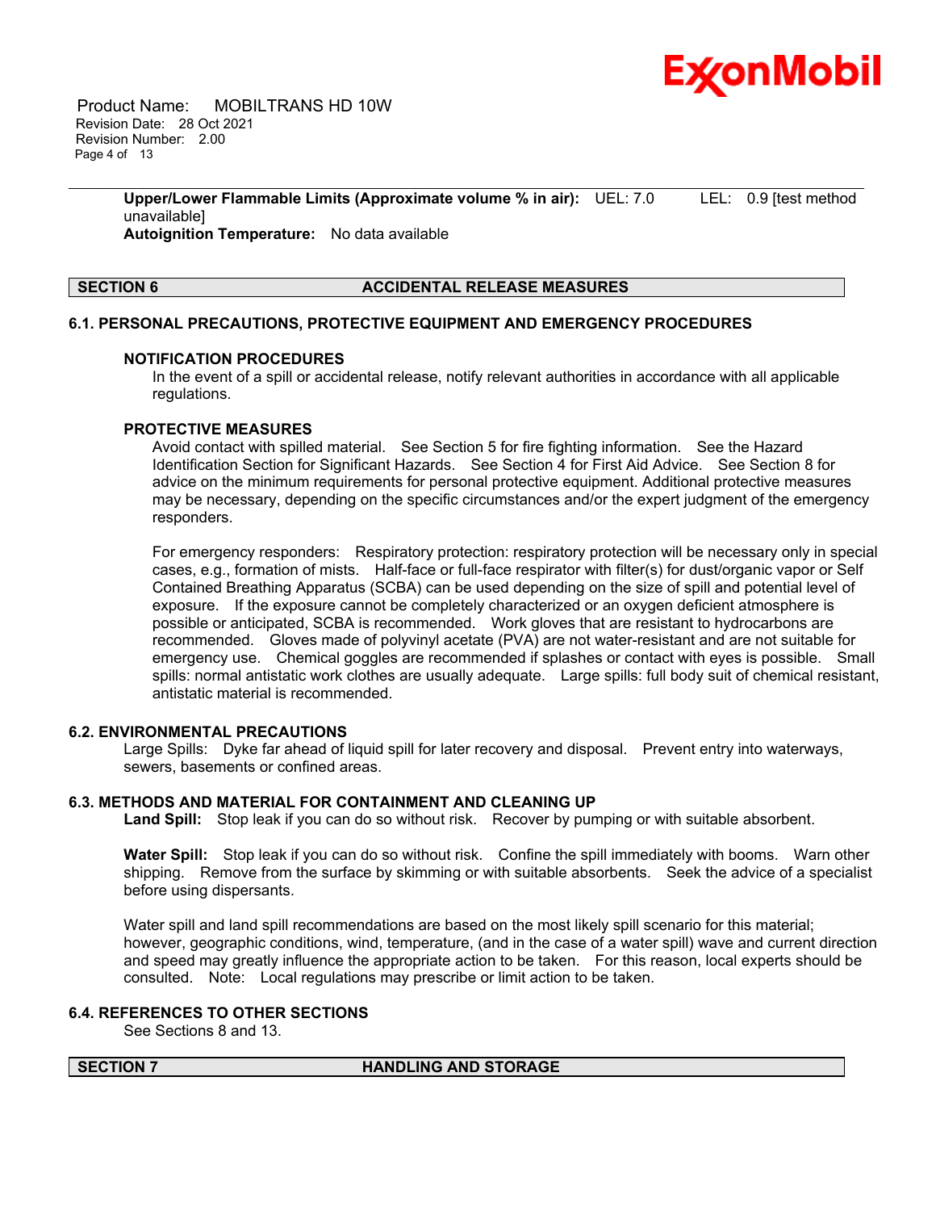**Upper/Lower Flammable Limits (Approximate volume % in air):** UEL: 7.0 LEL: 0.9 [test method unavailable]

**Autoignition Temperature:** No data available

## SECTION 6 ACCIDENTAL RELEASE MEASURES

### 6.1. PERSONAL PRECAUTIONS, PROTECTIVE EQUIPMENT AND EMERGENCY PROCEDURES

**NOTIFICATION PROCEDURES**

In the event of a spill or accidental release, notify relevant authorities in accordance with all applicable regulations.

**PROTECTIVE MEASURES**

Avoid contact with spilled material. See Section 5 for fire fighting information. See the Hazard Identification Section for Significant Hazards. See Section 4 for First Aid Advice. See Section 8 for advice on the minimum requirements for personal protective equipment. Additional protective measures may be necessary, depending on the specific circumstances and/or the expert judgment of the emergency responders.

For emergency responders: Respiratory protection: respiratory protection will be necessary only in special cases, e.g., formation of mists. Half-face or full-face respirator with filter(s) for dust/organic vapor or Self Contained Breathing Apparatus (SCBA) can be used depending on the size of spill and potential level of exposure. If the exposure cannot be completely characterized or an oxygen deficient atmosphere is possible or anticipated, SCBA is recommended. Work gloves that are resistant to hydrocarbons are recommended. Gloves made of polyvinyl acetate (PVA) are not water-resistant and are not suitable for emergency use. Chemical goggles are recommended if splashes or contact with eyes is possible. Small spills: normal antistatic work clothes are usually adequate. Large spills: full body suit of chemical resistant, antistatic material is recommended.

### 6.2. ENVIRONMENTAL PRECAUTIONS

Large Spills: Dyke far ahead of liquid spill for later recovery and disposal. Prevent entry into waterways, sewers, basements or confined areas.

### 6.3. METHODS AND MATERIAL FOR CONTAINMENT AND CLEANING UP

**Land Spill:** Stop leak if you can do so without risk. Recover by pumping or with suitable absorbent.

**Water Spill:** Stop leak if you can do so without risk. Confine the spill immediately with booms. Warn other shipping. Remove from the surface by skimming or with suitable absorbents. Seek the advice of a specialist before using dispersants.

Water spill and land spill recommendations are based on the most likely spill scenario for this material; however, geographic conditions, wind, temperature, (and in the case of a water spill) wave and current direction and speed may greatly influence the appropriate action to be taken. For this reason, local experts should be consulted. Note: Local regulations may prescribe or limit action to be taken.

### 6.4. REFERENCES TO OTHER SECTIONS

See Sections 8 and 13.

## SECTION 7 HANDLING AND STORAGE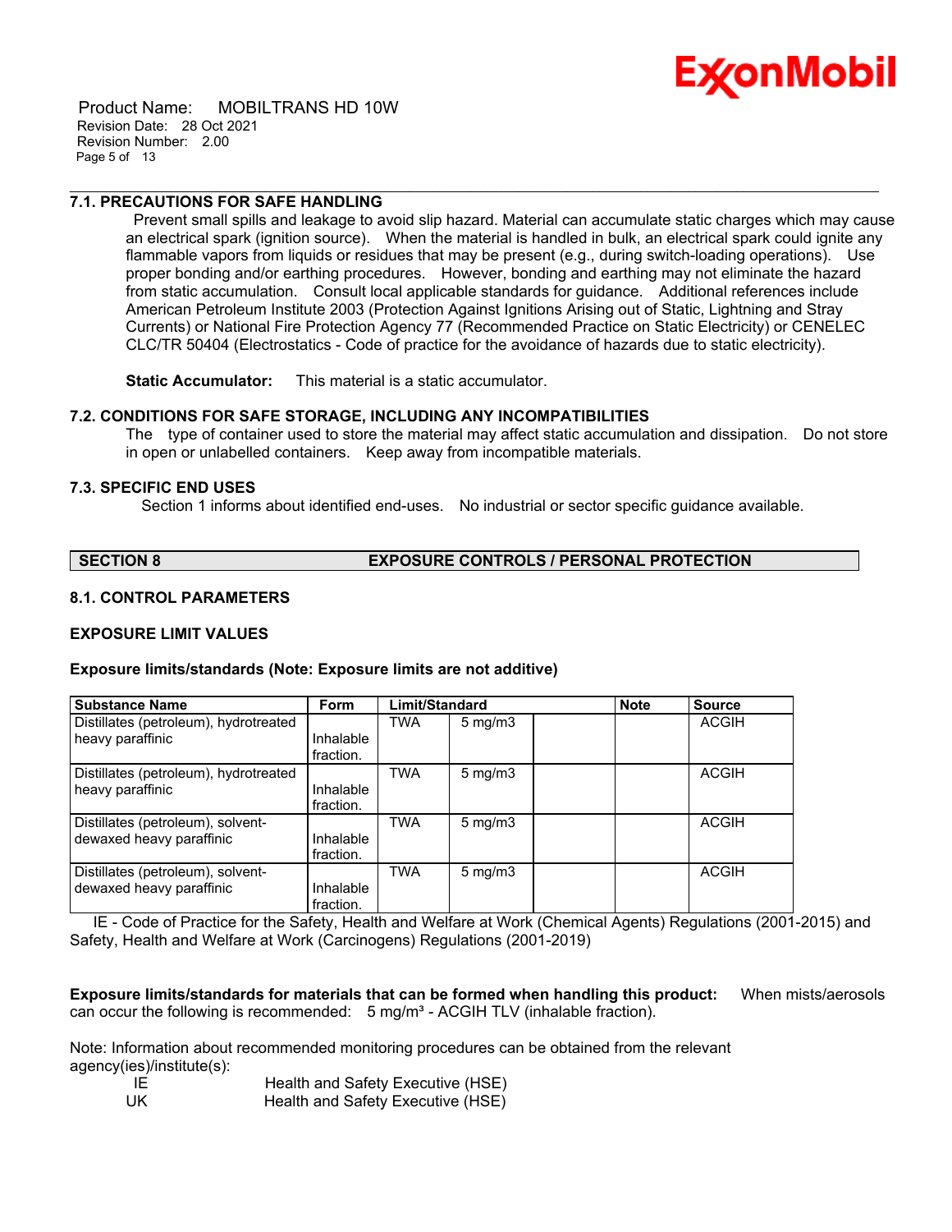### 7.1. PRECAUTIONS FOR SAFE HANDLING

Prevent small spills and leakage to avoid slip hazard. Material can accumulate static charges which may cause an electrical spark (ignition source). When the material is handled in bulk, an electrical spark could ignite any flammable vapors from liquids or residues that may be present (e.g., during switch-loading operations). Use proper bonding and/or earthing procedures. However, bonding and earthing may not eliminate the hazard from static accumulation. Consult local applicable standards for guidance. Additional references include American Petroleum Institute 2003 (Protection Against Ignitions Arising out of Static, Lightning and Stray Currents) or National Fire Protection Agency 77 (Recommended Practice on Static Electricity) or CENELEC CLC/TR 50404 (Electrostatics - Code of practice for the avoidance of hazards due to static electricity).

**Static Accumulator:** This material is a static accumulator.

### 7.2. CONDITIONS FOR SAFE STORAGE, INCLUDING ANY INCOMPATIBILITIES

The type of container used to store the material may affect static accumulation and dissipation. Do not store in open or unlabelled containers. Keep away from incompatible materials.

### 7.3. SPECIFIC END USES

Section 1 informs about identified end-uses. No industrial or sector specific guidance available.

## SECTION 8 EXPOSURE CONTROLS / PERSONAL PROTECTION

### 8.1. CONTROL PARAMETERS

### EXPOSURE LIMIT VALUES

**Exposure limits/standards (Note: Exposure limits are not additive)**

| Substance Name | Form | Limit/Standard | | | Note | Source |
|---|---|---|---|---|---|---|
| Distillates (petroleum), hydrotreated heavy paraffinic | Inhalable fraction. | TWA | 5 mg/m3 | | | ACGIH |
| Distillates (petroleum), hydrotreated heavy paraffinic | Inhalable fraction. | TWA | 5 mg/m3 | | | ACGIH |
| Distillates (petroleum), solvent-dewaxed heavy paraffinic | Inhalable fraction. | TWA | 5 mg/m3 | | | ACGIH |
| Distillates (petroleum), solvent-dewaxed heavy paraffinic | Inhalable fraction. | TWA | 5 mg/m3 | | | ACGIH |

IE - Code of Practice for the Safety, Health and Welfare at Work (Chemical Agents) Regulations (2001-2015) and Safety, Health and Welfare at Work (Carcinogens) Regulations (2001-2019)

**Exposure limits/standards for materials that can be formed when handling this product:** When mists/aerosols can occur the following is recommended: 5 mg/m³ - ACGIH TLV (inhalable fraction).

Note: Information about recommended monitoring procedures can be obtained from the relevant agency(ies)/institute(s):

| | |
|---|---|
| IE | Health and Safety Executive (HSE) |
| UK | Health and Safety Executive (HSE) |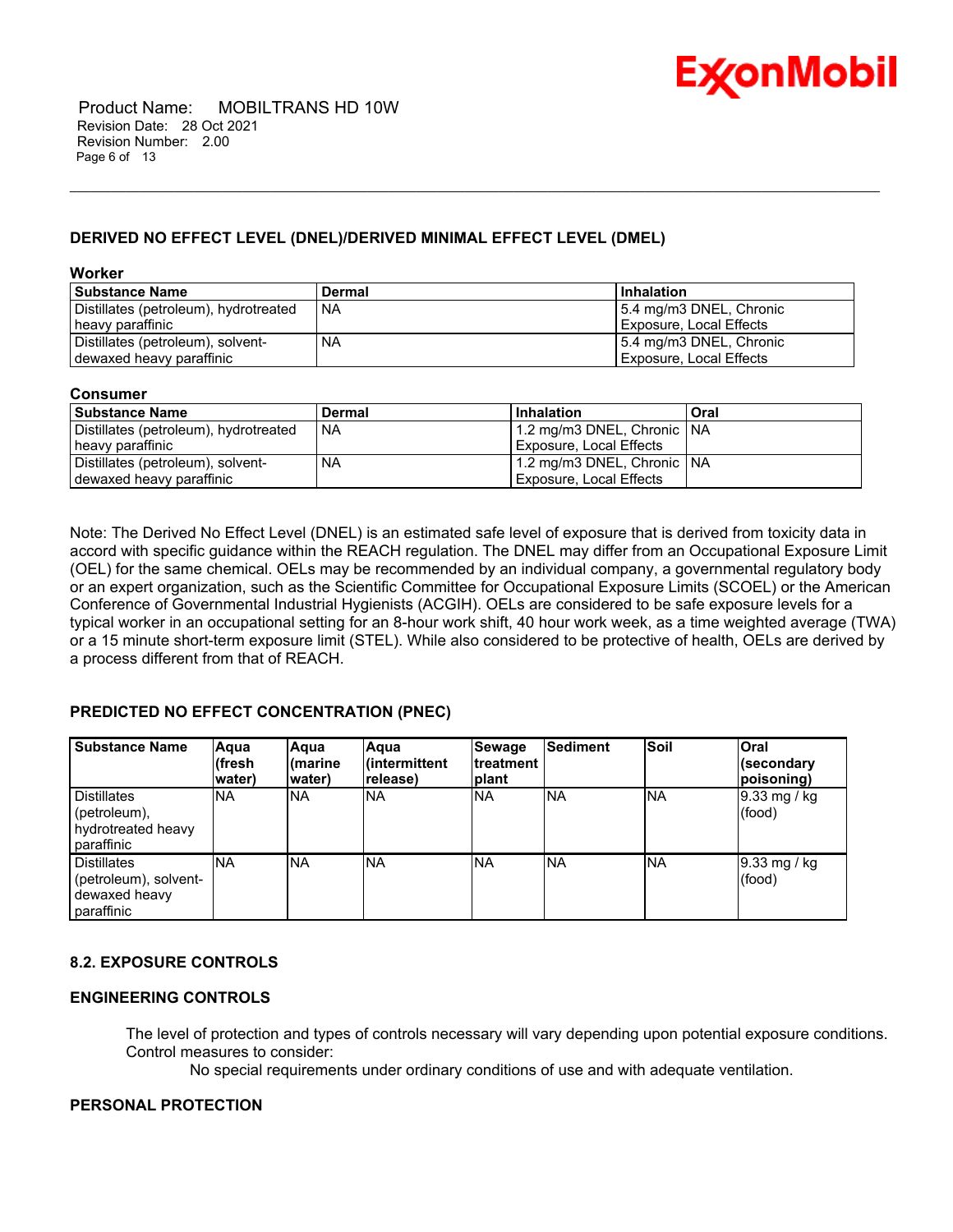## DERIVED NO EFFECT LEVEL (DNEL)/DERIVED MINIMAL EFFECT LEVEL (DMEL)

**Worker**

| Substance Name | Dermal | Inhalation |
|---|---|---|
| Distillates (petroleum), hydrotreated heavy paraffinic | NA | 5.4 mg/m3 DNEL, Chronic Exposure, Local Effects |
| Distillates (petroleum), solvent-dewaxed heavy paraffinic | NA | 5.4 mg/m3 DNEL, Chronic Exposure, Local Effects |

**Consumer**

| Substance Name | Dermal | Inhalation | Oral |
|---|---|---|---|
| Distillates (petroleum), hydrotreated heavy paraffinic | NA | 1.2 mg/m3 DNEL, Chronic Exposure, Local Effects | NA |
| Distillates (petroleum), solvent-dewaxed heavy paraffinic | NA | 1.2 mg/m3 DNEL, Chronic Exposure, Local Effects | NA |

Note: The Derived No Effect Level (DNEL) is an estimated safe level of exposure that is derived from toxicity data in accord with specific guidance within the REACH regulation. The DNEL may differ from an Occupational Exposure Limit (OEL) for the same chemical. OELs may be recommended by an individual company, a governmental regulatory body or an expert organization, such as the Scientific Committee for Occupational Exposure Limits (SCOEL) or the American Conference of Governmental Industrial Hygienists (ACGIH). OELs are considered to be safe exposure levels for a typical worker in an occupational setting for an 8-hour work shift, 40 hour work week, as a time weighted average (TWA) or a 15 minute short-term exposure limit (STEL). While also considered to be protective of health, OELs are derived by a process different from that of REACH.

## PREDICTED NO EFFECT CONCENTRATION (PNEC)

| Substance Name | Aqua (fresh water) | Aqua (marine water) | Aqua (intermittent release) | Sewage treatment plant | Sediment | Soil | Oral (secondary poisoning) |
|---|---|---|---|---|---|---|---|
| Distillates (petroleum), hydrotreated heavy paraffinic | NA | NA | NA | NA | NA | NA | 9.33 mg / kg (food) |
| Distillates (petroleum), solvent-dewaxed heavy paraffinic | NA | NA | NA | NA | NA | NA | 9.33 mg / kg (food) |

### 8.2. EXPOSURE CONTROLS

### ENGINEERING CONTROLS

The level of protection and types of controls necessary will vary depending upon potential exposure conditions. Control measures to consider:

No special requirements under ordinary conditions of use and with adequate ventilation.

### PERSONAL PROTECTION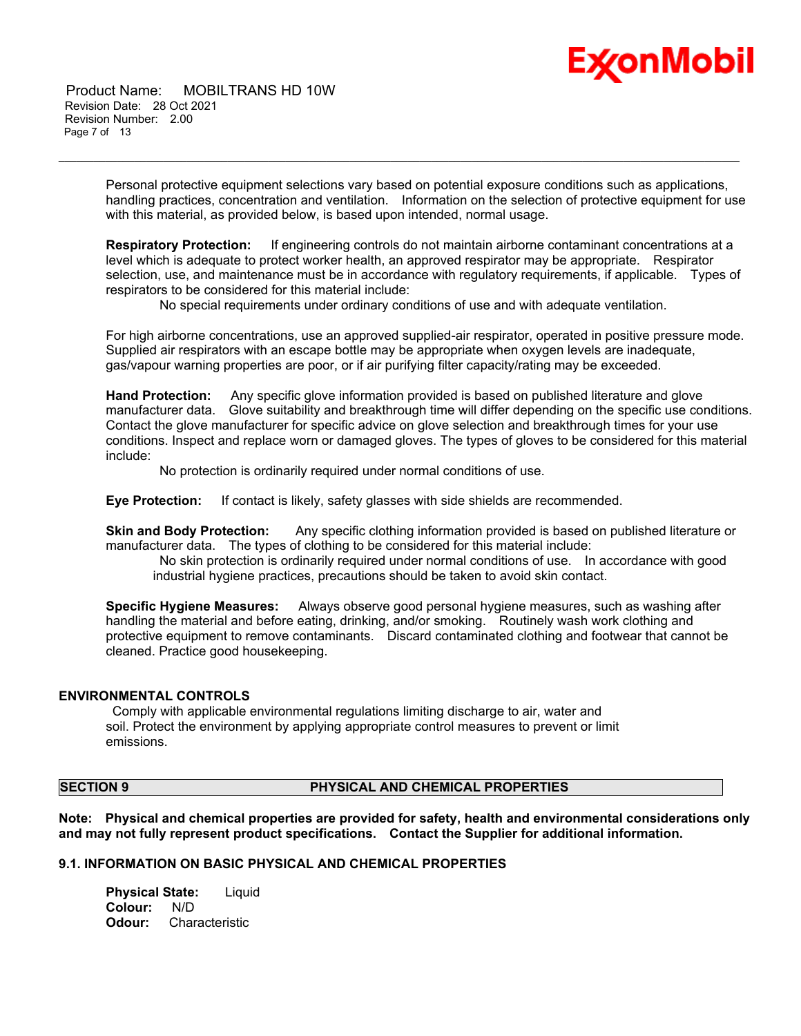Personal protective equipment selections vary based on potential exposure conditions such as applications, handling practices, concentration and ventilation. Information on the selection of protective equipment for use with this material, as provided below, is based upon intended, normal usage.

**Respiratory Protection:** If engineering controls do not maintain airborne contaminant concentrations at a level which is adequate to protect worker health, an approved respirator may be appropriate. Respirator selection, use, and maintenance must be in accordance with regulatory requirements, if applicable. Types of respirators to be considered for this material include:

No special requirements under ordinary conditions of use and with adequate ventilation.

For high airborne concentrations, use an approved supplied-air respirator, operated in positive pressure mode. Supplied air respirators with an escape bottle may be appropriate when oxygen levels are inadequate, gas/vapour warning properties are poor, or if air purifying filter capacity/rating may be exceeded.

**Hand Protection:** Any specific glove information provided is based on published literature and glove manufacturer data. Glove suitability and breakthrough time will differ depending on the specific use conditions. Contact the glove manufacturer for specific advice on glove selection and breakthrough times for your use conditions. Inspect and replace worn or damaged gloves. The types of gloves to be considered for this material include:

No protection is ordinarily required under normal conditions of use.

**Eye Protection:** If contact is likely, safety glasses with side shields are recommended.

**Skin and Body Protection:** Any specific clothing information provided is based on published literature or manufacturer data. The types of clothing to be considered for this material include:

No skin protection is ordinarily required under normal conditions of use. In accordance with good industrial hygiene practices, precautions should be taken to avoid skin contact.

**Specific Hygiene Measures:** Always observe good personal hygiene measures, such as washing after handling the material and before eating, drinking, and/or smoking. Routinely wash work clothing and protective equipment to remove contaminants. Discard contaminated clothing and footwear that cannot be cleaned. Practice good housekeeping.

### ENVIRONMENTAL CONTROLS

Comply with applicable environmental regulations limiting discharge to air, water and soil. Protect the environment by applying appropriate control measures to prevent or limit emissions.

## SECTION 9 PHYSICAL AND CHEMICAL PROPERTIES

**Note: Physical and chemical properties are provided for safety, health and environmental considerations only and may not fully represent product specifications. Contact the Supplier for additional information.**

### 9.1. INFORMATION ON BASIC PHYSICAL AND CHEMICAL PROPERTIES

**Physical State:** Liquid
**Colour:** N/D
**Odour:** Characteristic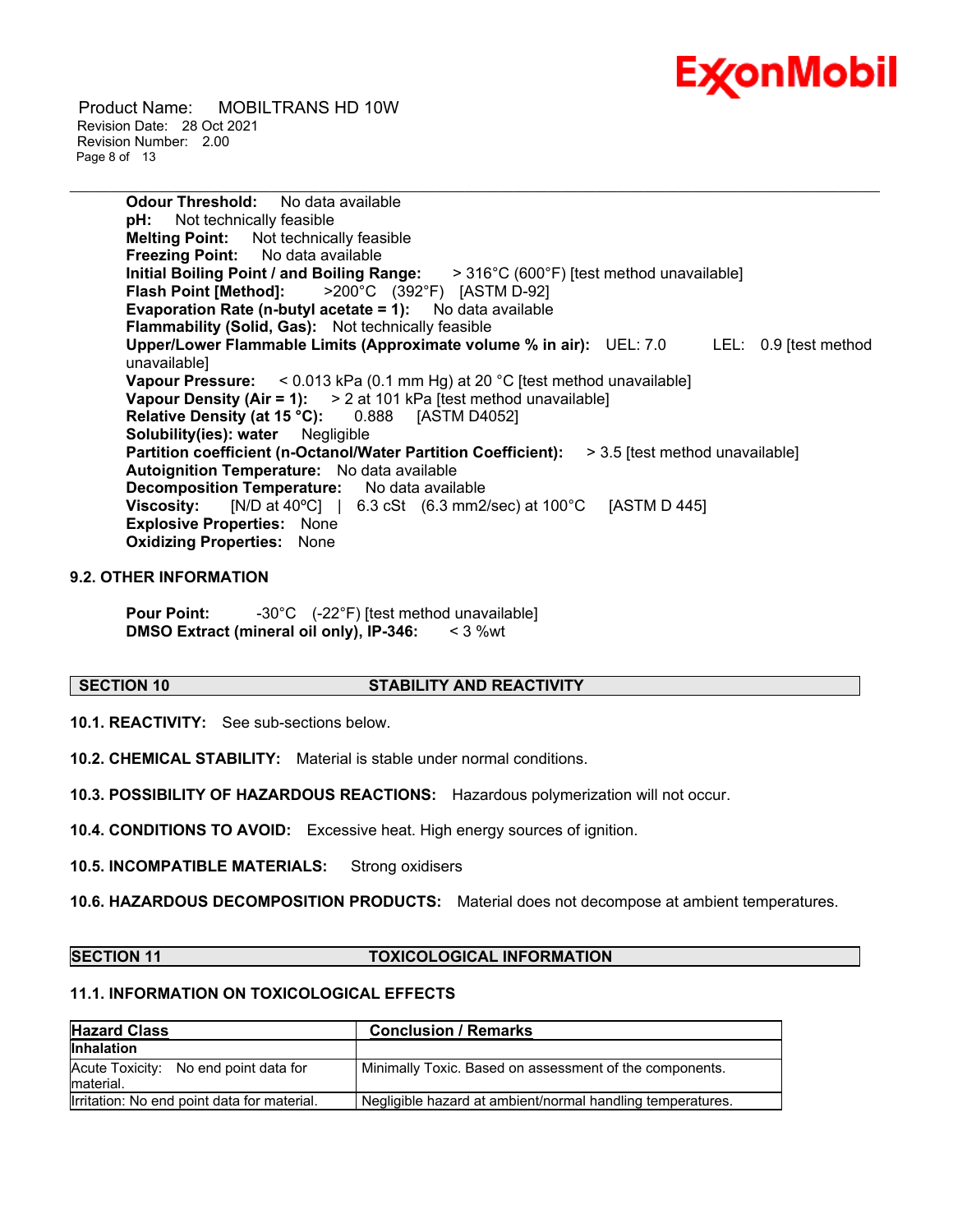**Odour Threshold:** No data available
**pH:** Not technically feasible
**Melting Point:** Not technically feasible
**Freezing Point:** No data available
**Initial Boiling Point / and Boiling Range:** > 316°C (600°F) [test method unavailable]
**Flash Point [Method]:** >200°C (392°F) [ASTM D-92]
**Evaporation Rate (n-butyl acetate = 1):** No data available
**Flammability (Solid, Gas):** Not technically feasible
**Upper/Lower Flammable Limits (Approximate volume % in air):** UEL: 7.0 LEL: 0.9 [test method unavailable]
**Vapour Pressure:** < 0.013 kPa (0.1 mm Hg) at 20 °C [test method unavailable]
**Vapour Density (Air = 1):** > 2 at 101 kPa [test method unavailable]
**Relative Density (at 15 °C):** 0.888 [ASTM D4052]
**Solubility(ies): water** Negligible
**Partition coefficient (n-Octanol/Water Partition Coefficient):** > 3.5 [test method unavailable]
**Autoignition Temperature:** No data available
**Decomposition Temperature:** No data available
**Viscosity:** [N/D at 40ºC] | 6.3 cSt (6.3 mm2/sec) at 100°C [ASTM D 445]
**Explosive Properties:** None
**Oxidizing Properties:** None

### 9.2. OTHER INFORMATION

**Pour Point:** -30°C (-22°F) [test method unavailable]
**DMSO Extract (mineral oil only), IP-346:** < 3 %wt

## SECTION 10 STABILITY AND REACTIVITY

**10.1. REACTIVITY:** See sub-sections below.

**10.2. CHEMICAL STABILITY:** Material is stable under normal conditions.

**10.3. POSSIBILITY OF HAZARDOUS REACTIONS:** Hazardous polymerization will not occur.

**10.4. CONDITIONS TO AVOID:** Excessive heat. High energy sources of ignition.

**10.5. INCOMPATIBLE MATERIALS:** Strong oxidisers

**10.6. HAZARDOUS DECOMPOSITION PRODUCTS:** Material does not decompose at ambient temperatures.

## SECTION 11 TOXICOLOGICAL INFORMATION

### 11.1. INFORMATION ON TOXICOLOGICAL EFFECTS

| Hazard Class | Conclusion / Remarks |
|---|---|
| **Inhalation** | |
| Acute Toxicity: No end point data for material. | Minimally Toxic. Based on assessment of the components. |
| Irritation: No end point data for material. | Negligible hazard at ambient/normal handling temperatures. |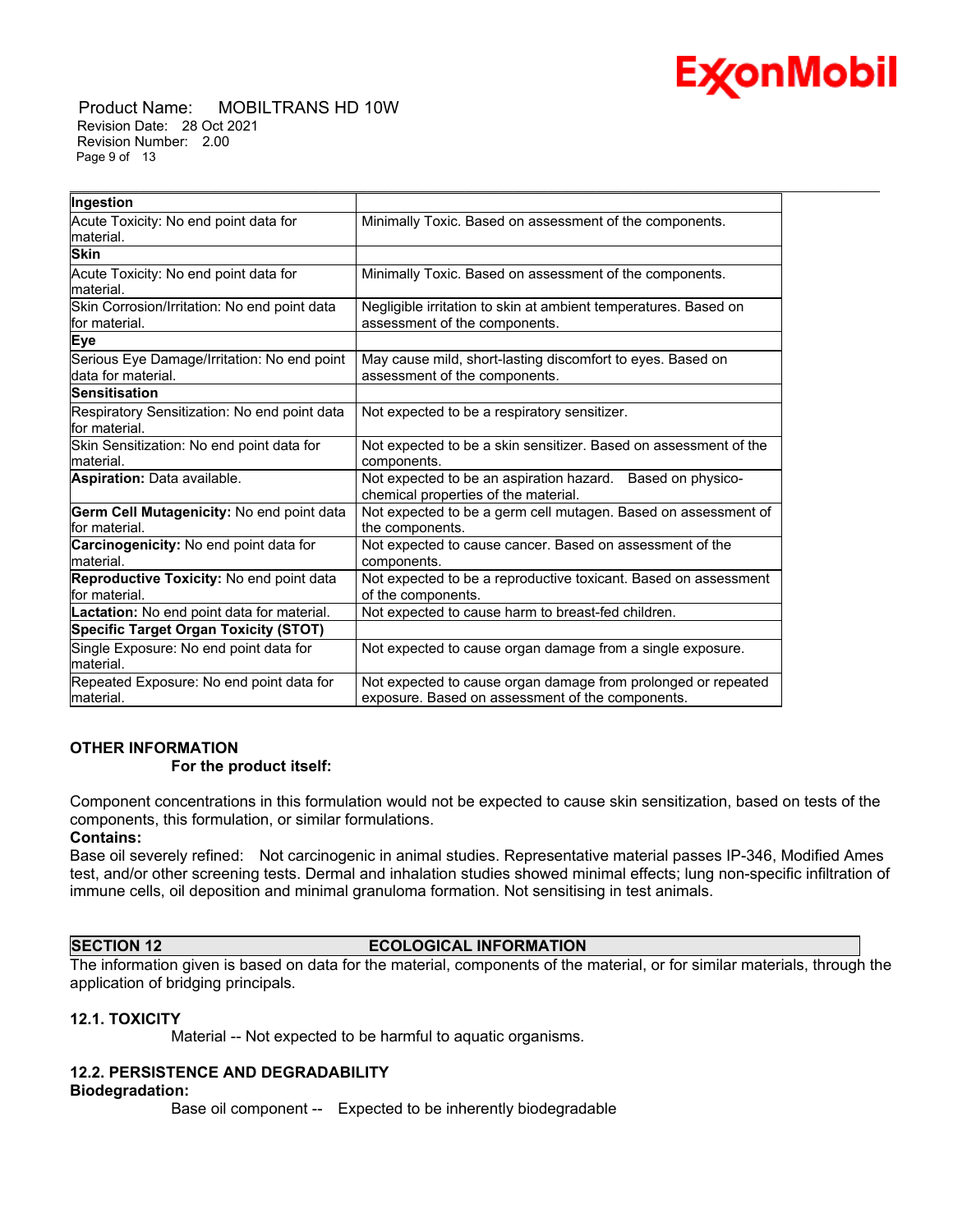| **Ingestion** | |
|---|---|
| Acute Toxicity: No end point data for material. | Minimally Toxic. Based on assessment of the components. |
| **Skin** | |
| Acute Toxicity: No end point data for material. | Minimally Toxic. Based on assessment of the components. |
| Skin Corrosion/Irritation: No end point data for material. | Negligible irritation to skin at ambient temperatures. Based on assessment of the components. |
| **Eye** | |
| Serious Eye Damage/Irritation: No end point data for material. | May cause mild, short-lasting discomfort to eyes. Based on assessment of the components. |
| **Sensitisation** | |
| Respiratory Sensitization: No end point data for material. | Not expected to be a respiratory sensitizer. |
| Skin Sensitization: No end point data for material. | Not expected to be a skin sensitizer. Based on assessment of the components. |
| **Aspiration:** Data available. | Not expected to be an aspiration hazard. Based on physico-chemical properties of the material. |
| **Germ Cell Mutagenicity:** No end point data for material. | Not expected to be a germ cell mutagen. Based on assessment of the components. |
| **Carcinogenicity:** No end point data for material. | Not expected to cause cancer. Based on assessment of the components. |
| **Reproductive Toxicity:** No end point data for material. | Not expected to be a reproductive toxicant. Based on assessment of the components. |
| **Lactation:** No end point data for material. | Not expected to cause harm to breast-fed children. |
| **Specific Target Organ Toxicity (STOT)** | |
| Single Exposure: No end point data for material. | Not expected to cause organ damage from a single exposure. |
| Repeated Exposure: No end point data for material. | Not expected to cause organ damage from prolonged or repeated exposure. Based on assessment of the components. |

**OTHER INFORMATION**

**For the product itself:**

Component concentrations in this formulation would not be expected to cause skin sensitization, based on tests of the components, this formulation, or similar formulations.

**Contains:**

Base oil severely refined: Not carcinogenic in animal studies. Representative material passes IP-346, Modified Ames test, and/or other screening tests. Dermal and inhalation studies showed minimal effects; lung non-specific infiltration of immune cells, oil deposition and minimal granuloma formation. Not sensitising in test animals.

## SECTION 12 ECOLOGICAL INFORMATION

The information given is based on data for the material, components of the material, or for similar materials, through the application of bridging principals.

### 12.1. TOXICITY

Material -- Not expected to be harmful to aquatic organisms.

### 12.2. PERSISTENCE AND DEGRADABILITY

**Biodegradation:**

Base oil component -- Expected to be inherently biodegradable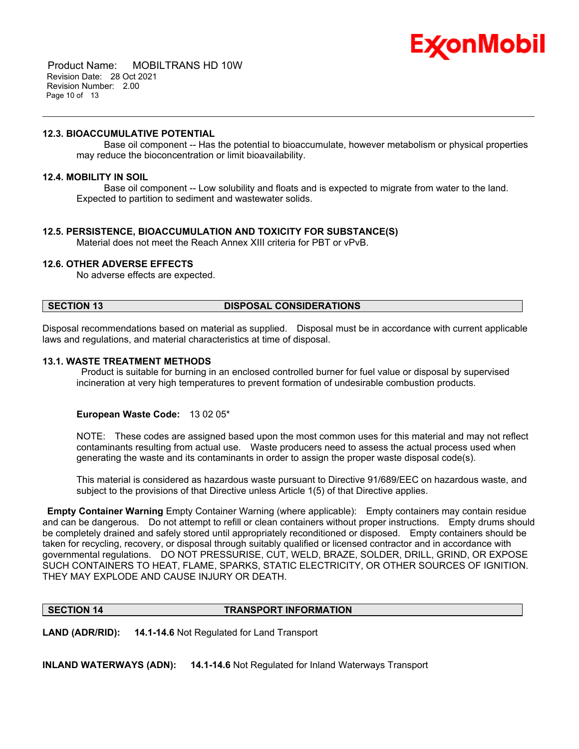### 12.3. BIOACCUMULATIVE POTENTIAL

Base oil component -- Has the potential to bioaccumulate, however metabolism or physical properties may reduce the bioconcentration or limit bioavailability.

### 12.4. MOBILITY IN SOIL

Base oil component -- Low solubility and floats and is expected to migrate from water to the land. Expected to partition to sediment and wastewater solids.

### 12.5. PERSISTENCE, BIOACCUMULATION AND TOXICITY FOR SUBSTANCE(S)

Material does not meet the Reach Annex XIII criteria for PBT or vPvB.

### 12.6. OTHER ADVERSE EFFECTS

No adverse effects are expected.

## SECTION 13 DISPOSAL CONSIDERATIONS

Disposal recommendations based on material as supplied. Disposal must be in accordance with current applicable laws and regulations, and material characteristics at time of disposal.

### 13.1. WASTE TREATMENT METHODS

Product is suitable for burning in an enclosed controlled burner for fuel value or disposal by supervised incineration at very high temperatures to prevent formation of undesirable combustion products.

**European Waste Code:** 13 02 05*

NOTE: These codes are assigned based upon the most common uses for this material and may not reflect contaminants resulting from actual use. Waste producers need to assess the actual process used when generating the waste and its contaminants in order to assign the proper waste disposal code(s).

This material is considered as hazardous waste pursuant to Directive 91/689/EEC on hazardous waste, and subject to the provisions of that Directive unless Article 1(5) of that Directive applies.

**Empty Container Warning** Empty Container Warning (where applicable): Empty containers may contain residue and can be dangerous. Do not attempt to refill or clean containers without proper instructions. Empty drums should be completely drained and safely stored until appropriately reconditioned or disposed. Empty containers should be taken for recycling, recovery, or disposal through suitably qualified or licensed contractor and in accordance with governmental regulations. DO NOT PRESSURISE, CUT, WELD, BRAZE, SOLDER, DRILL, GRIND, OR EXPOSE SUCH CONTAINERS TO HEAT, FLAME, SPARKS, STATIC ELECTRICITY, OR OTHER SOURCES OF IGNITION. THEY MAY EXPLODE AND CAUSE INJURY OR DEATH.

## SECTION 14 TRANSPORT INFORMATION

**LAND (ADR/RID):** **14.1-14.6** Not Regulated for Land Transport

**INLAND WATERWAYS (ADN):** **14.1-14.6** Not Regulated for Inland Waterways Transport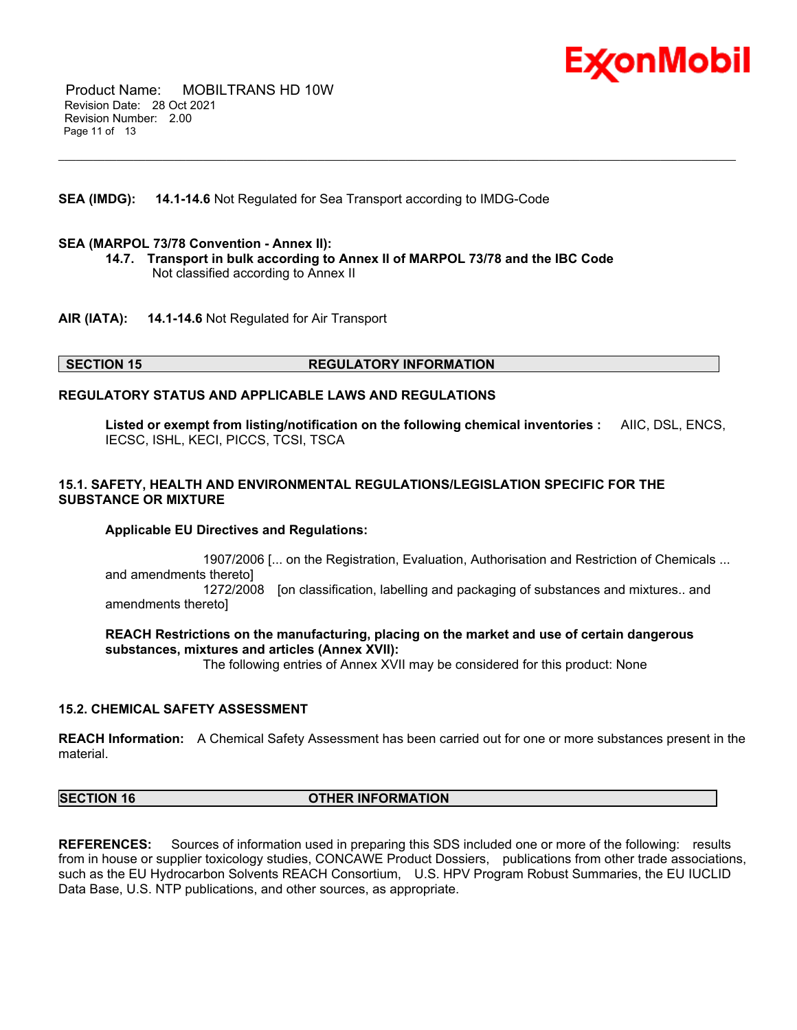**SEA (IMDG):** **14.1-14.6** Not Regulated for Sea Transport according to IMDG-Code

**SEA (MARPOL 73/78 Convention - Annex II):**

**14.7. Transport in bulk according to Annex II of MARPOL 73/78 and the IBC Code**
Not classified according to Annex II

**AIR (IATA):** **14.1-14.6** Not Regulated for Air Transport

## SECTION 15 REGULATORY INFORMATION

### REGULATORY STATUS AND APPLICABLE LAWS AND REGULATIONS

**Listed or exempt from listing/notification on the following chemical inventories :** AIIC, DSL, ENCS, IECSC, ISHL, KECI, PICCS, TCSI, TSCA

### 15.1. SAFETY, HEALTH AND ENVIRONMENTAL REGULATIONS/LEGISLATION SPECIFIC FOR THE SUBSTANCE OR MIXTURE

**Applicable EU Directives and Regulations:**

1907/2006 [... on the Registration, Evaluation, Authorisation and Restriction of Chemicals ... and amendments thereto]
1272/2008 [on classification, labelling and packaging of substances and mixtures.. and amendments thereto]

**REACH Restrictions on the manufacturing, placing on the market and use of certain dangerous substances, mixtures and articles (Annex XVII):**
The following entries of Annex XVII may be considered for this product: None

### 15.2. CHEMICAL SAFETY ASSESSMENT

**REACH Information:** A Chemical Safety Assessment has been carried out for one or more substances present in the material.

## SECTION 16 OTHER INFORMATION

**REFERENCES:** Sources of information used in preparing this SDS included one or more of the following: results from in house or supplier toxicology studies, CONCAWE Product Dossiers, publications from other trade associations, such as the EU Hydrocarbon Solvents REACH Consortium, U.S. HPV Program Robust Summaries, the EU IUCLID Data Base, U.S. NTP publications, and other sources, as appropriate.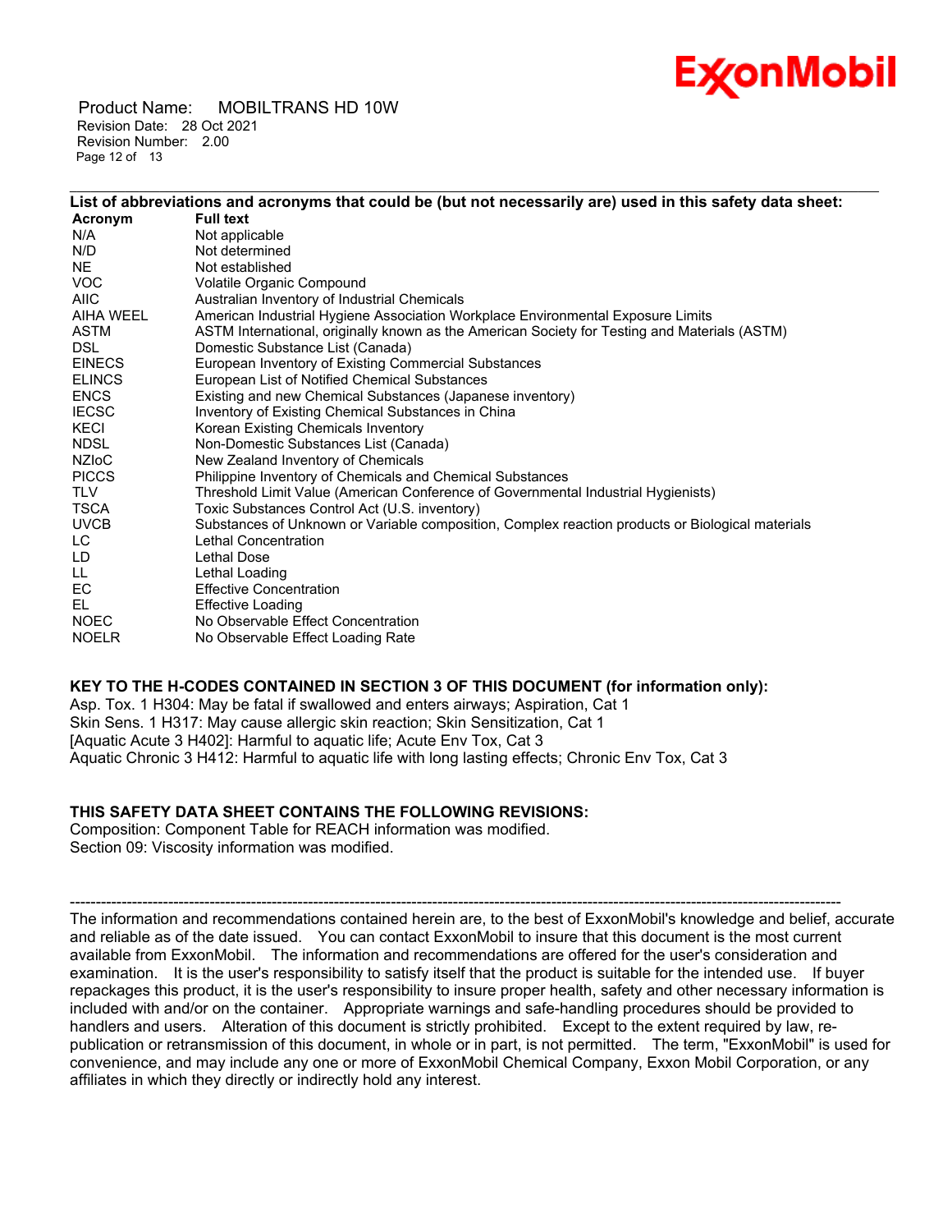**List of abbreviations and acronyms that could be (but not necessarily are) used in this safety data sheet:**

| Acronym | Full text |
|---|---|
| N/A | Not applicable |
| N/D | Not determined |
| NE | Not established |
| VOC | Volatile Organic Compound |
| AIIC | Australian Inventory of Industrial Chemicals |
| AIHA WEEL | American Industrial Hygiene Association Workplace Environmental Exposure Limits |
| ASTM | ASTM International, originally known as the American Society for Testing and Materials (ASTM) |
| DSL | Domestic Substance List (Canada) |
| EINECS | European Inventory of Existing Commercial Substances |
| ELINCS | European List of Notified Chemical Substances |
| ENCS | Existing and new Chemical Substances (Japanese inventory) |
| IECSC | Inventory of Existing Chemical Substances in China |
| KECI | Korean Existing Chemicals Inventory |
| NDSL | Non-Domestic Substances List (Canada) |
| NZIoC | New Zealand Inventory of Chemicals |
| PICCS | Philippine Inventory of Chemicals and Chemical Substances |
| TLV | Threshold Limit Value (American Conference of Governmental Industrial Hygienists) |
| TSCA | Toxic Substances Control Act (U.S. inventory) |
| UVCB | Substances of Unknown or Variable composition, Complex reaction products or Biological materials |
| LC | Lethal Concentration |
| LD | Lethal Dose |
| LL | Lethal Loading |
| EC | Effective Concentration |
| EL | Effective Loading |
| NOEC | No Observable Effect Concentration |
| NOELR | No Observable Effect Loading Rate |

**KEY TO THE H-CODES CONTAINED IN SECTION 3 OF THIS DOCUMENT (for information only):**

Asp. Tox. 1 H304: May be fatal if swallowed and enters airways; Aspiration, Cat 1
Skin Sens. 1 H317: May cause allergic skin reaction; Skin Sensitization, Cat 1
[Aquatic Acute 3 H402]: Harmful to aquatic life; Acute Env Tox, Cat 3
Aquatic Chronic 3 H412: Harmful to aquatic life with long lasting effects; Chronic Env Tox, Cat 3

**THIS SAFETY DATA SHEET CONTAINS THE FOLLOWING REVISIONS:**

Composition: Component Table for REACH information was modified.
Section 09: Viscosity information was modified.

-----------------------------------------------------------------------------------------------------------------------------------------------

The information and recommendations contained herein are, to the best of ExxonMobil's knowledge and belief, accurate and reliable as of the date issued. You can contact ExxonMobil to insure that this document is the most current available from ExxonMobil. The information and recommendations are offered for the user's consideration and examination. It is the user's responsibility to satisfy itself that the product is suitable for the intended use. If buyer repackages this product, it is the user's responsibility to insure proper health, safety and other necessary information is included with and/or on the container. Appropriate warnings and safe-handling procedures should be provided to handlers and users. Alteration of this document is strictly prohibited. Except to the extent required by law, re-publication or retransmission of this document, in whole or in part, is not permitted. The term, "ExxonMobil" is used for convenience, and may include any one or more of ExxonMobil Chemical Company, Exxon Mobil Corporation, or any affiliates in which they directly or indirectly hold any interest.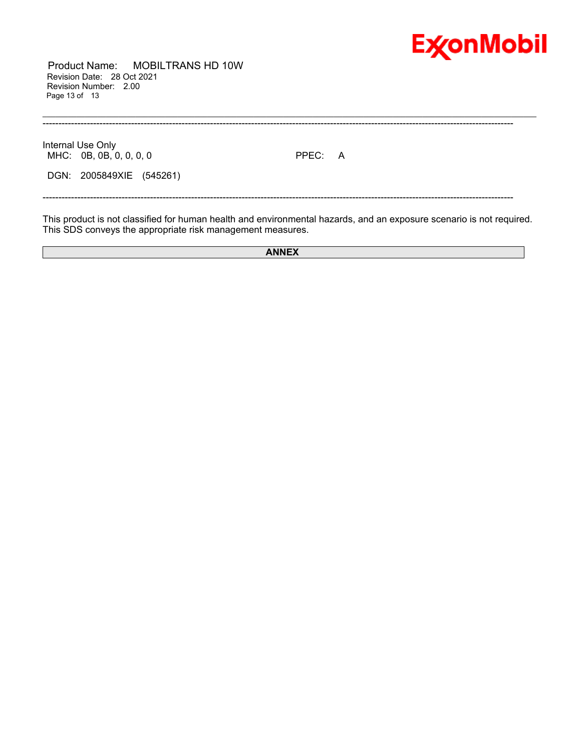Internal Use Only

MHC: 0B, 0B, 0, 0, 0, 0 PPEC: A

DGN: 2005849XIE (545261)

---

This product is not classified for human health and environmental hazards, and an exposure scenario is not required. This SDS conveys the appropriate risk management measures.

## ANNEX